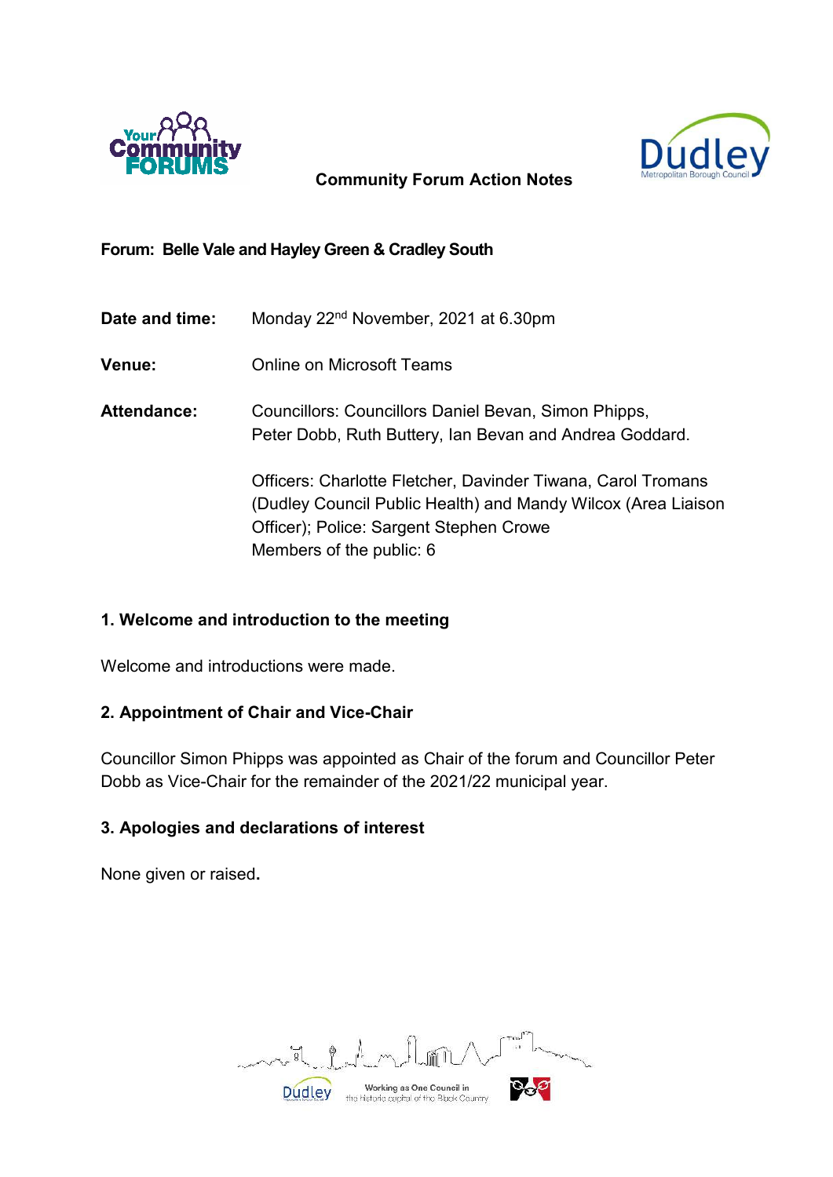# Community Forum Action Notes

**Forum: Belle Vale and Hayley Green & Cradley South**

**Date and time:** Monday 22nd November, 2021 at 6.30pm

**Venue:** Online on Microsoft Teams

**Attendance:** Councillors: Councillors Daniel Bevan, Simon Phipps, Peter Dobb, Ruth Buttery, Ian Bevan and Andrea Goddard.

Officers: Charlotte Fletcher, Davinder Tiwana, Carol Tromans (Dudley Council Public Health) and Mandy Wilcox (Area Liaison Officer); Police: Sargent Stephen Crowe
Members of the public: 6

## 1. Welcome and introduction to the meeting

Welcome and introductions were made.

## 2. Appointment of Chair and Vice-Chair

Councillor Simon Phipps was appointed as Chair of the forum and Councillor Peter Dobb as Vice-Chair for the remainder of the 2021/22 municipal year.

## 3. Apologies and declarations of interest

None given or raised**.**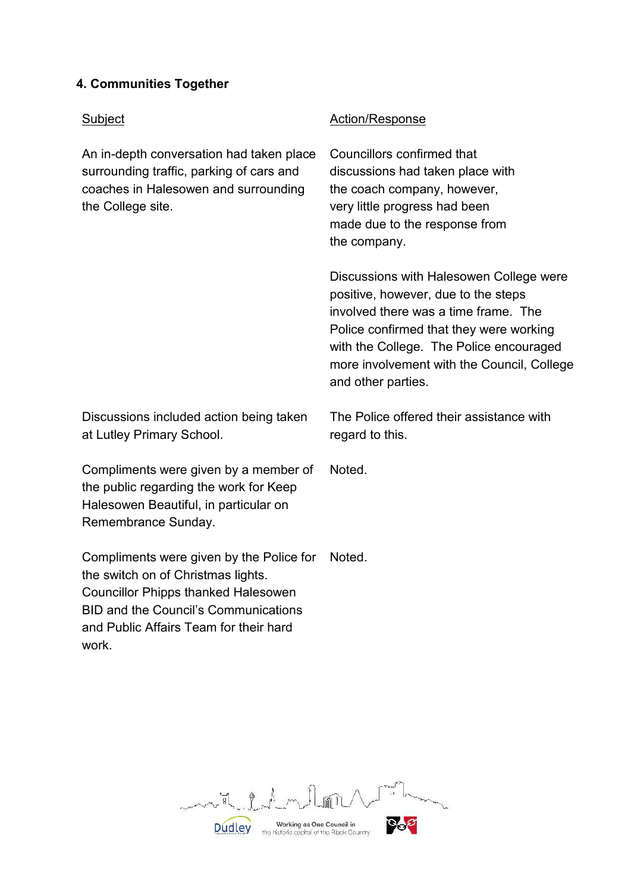## 4. Communities Together

| Subject | Action/Response |
|---|---|
| An in-depth conversation had taken place surrounding traffic, parking of cars and coaches in Halesowen and surrounding the College site. | Councillors confirmed that discussions had taken place with the coach company, however, very little progress had been made due to the response from the company. |
| | Discussions with Halesowen College were positive, however, due to the steps involved there was a time frame. The Police confirmed that they were working with the College. The Police encouraged more involvement with the Council, College and other parties. |
| Discussions included action being taken at Lutley Primary School. | The Police offered their assistance with regard to this. |
| Compliments were given by a member of the public regarding the work for Keep Halesowen Beautiful, in particular on Remembrance Sunday. | Noted. |
| Compliments were given by the Police for the switch on of Christmas lights. Councillor Phipps thanked Halesowen BID and the Council's Communications and Public Affairs Team for their hard work. | Noted. |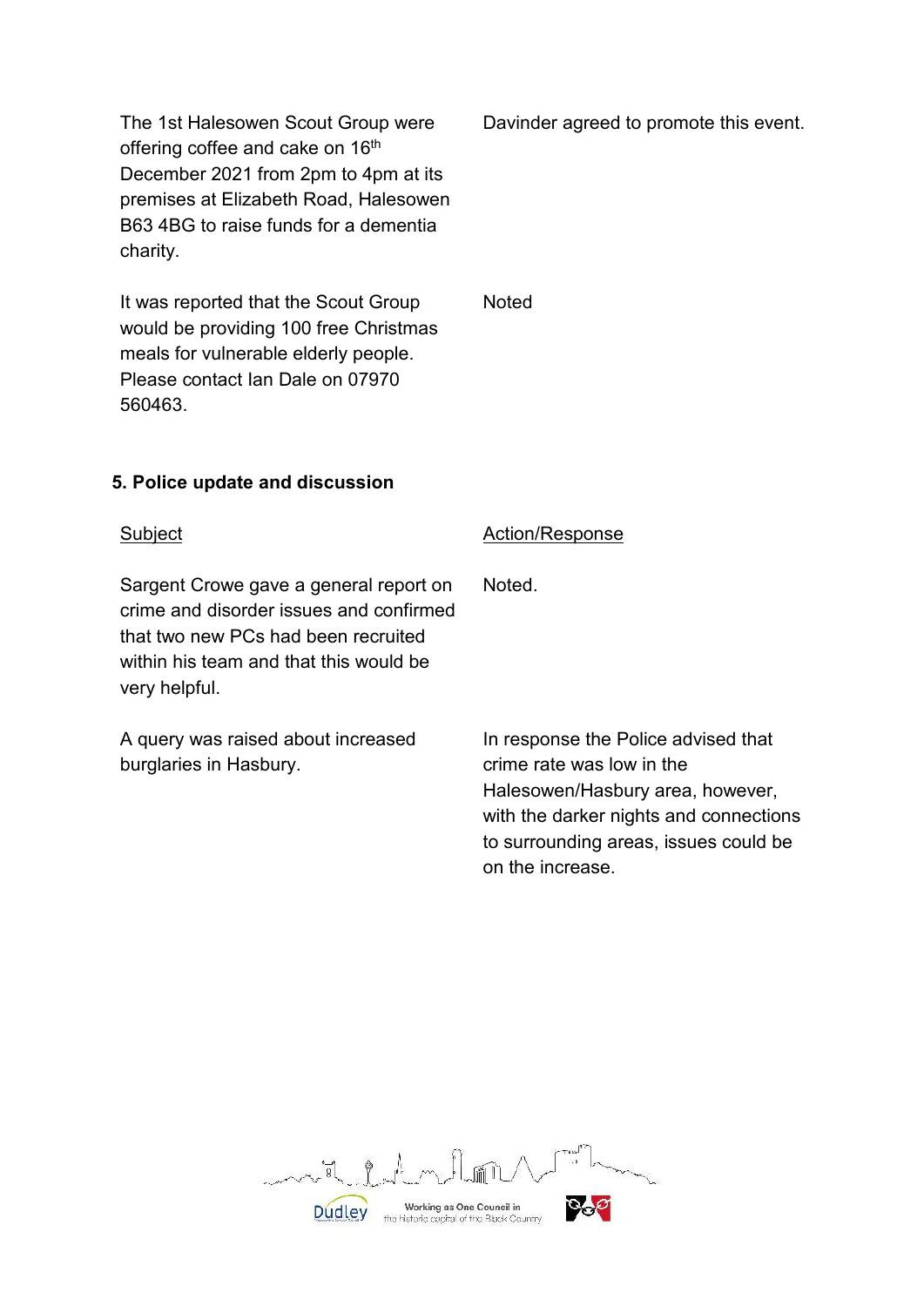| | |
|---|---|
| The 1st Halesowen Scout Group were offering coffee and cake on 16th December 2021 from 2pm to 4pm at its premises at Elizabeth Road, Halesowen B63 4BG to raise funds for a dementia charity. | Davinder agreed to promote this event. |
| It was reported that the Scout Group would be providing 100 free Christmas meals for vulnerable elderly people. Please contact Ian Dale on 07970 560463. | Noted |

**5. Police update and discussion**

| Subject | Action/Response |
|---|---|
| Sargent Crowe gave a general report on crime and disorder issues and confirmed that two new PCs had been recruited within his team and that this would be very helpful. | Noted. |
| A query was raised about increased burglaries in Hasbury. | In response the Police advised that crime rate was low in the Halesowen/Hasbury area, however, with the darker nights and connections to surrounding areas, issues could be on the increase. |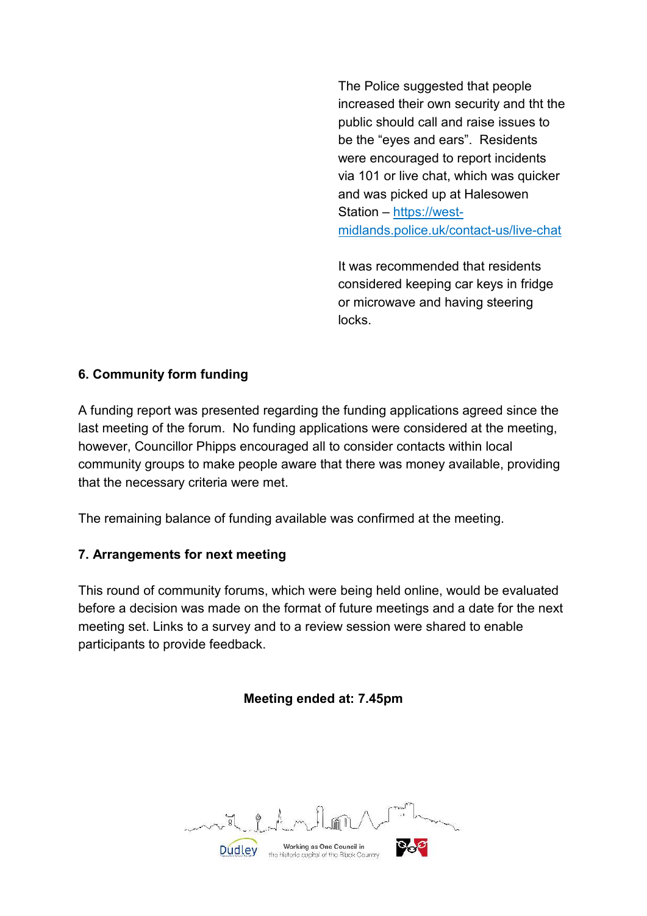The Police suggested that people increased their own security and tht the public should call and raise issues to be the "eyes and ears". Residents were encouraged to report incidents via 101 or live chat, which was quicker and was picked up at Halesowen Station – https://west-midlands.police.uk/contact-us/live-chat

It was recommended that residents considered keeping car keys in fridge or microwave and having steering locks.

**6. Community form funding**

A funding report was presented regarding the funding applications agreed since the last meeting of the forum. No funding applications were considered at the meeting, however, Councillor Phipps encouraged all to consider contacts within local community groups to make people aware that there was money available, providing that the necessary criteria were met.

The remaining balance of funding available was confirmed at the meeting.

**7. Arrangements for next meeting**

This round of community forums, which were being held online, would be evaluated before a decision was made on the format of future meetings and a date for the next meeting set. Links to a survey and to a review session were shared to enable participants to provide feedback.

**Meeting ended at: 7.45pm**